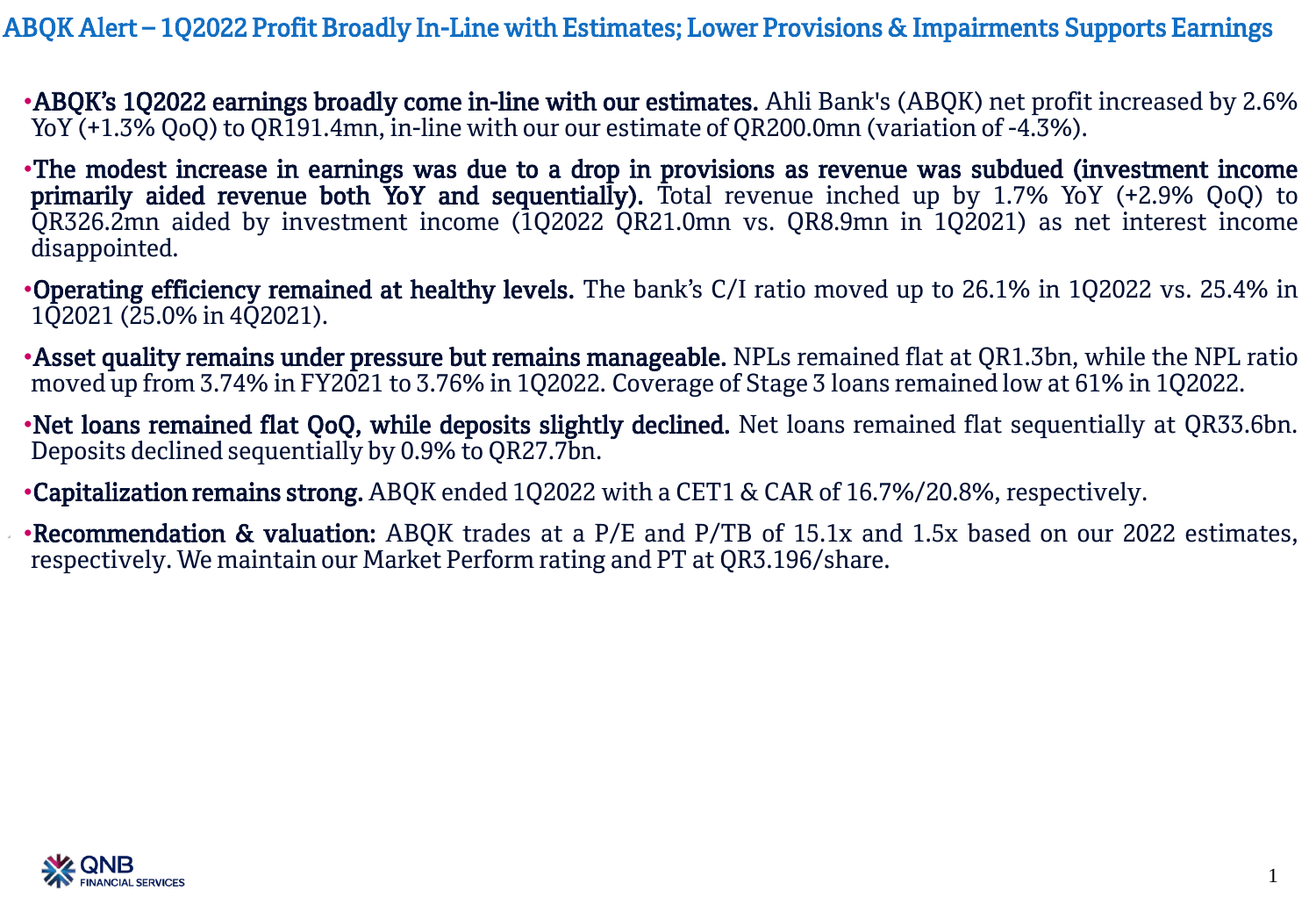# ABQK Alert – 1Q2022 Profit Broadly In-Line with Estimates; Lower Provisions & Impairments Supports Earnings

- **ABQK's 1Q2022 earnings broadly come in-line with our estimates.** Ahli Bank's (ABQK) net profit increased by 2.6% YoY (+1.3% QoQ) to QR191.4mn, in-line with our our estimate of QR200.0mn (variation of -4.3%).
- **The modest increase in earnings was due to a drop in provisions as revenue was subdued (investment income primarily aided revenue both YoY and sequentially).** Total revenue inched up by 1.7% YoY (+2.9% QoQ) to QR326.2mn aided by investment income (1Q2022 QR21.0mn vs. QR8.9mn in 1Q2021) as net interest income disappointed.
- **Operating efficiency remained at healthy levels.** The bank's C/I ratio moved up to 26.1% in 1Q2022 vs. 25.4% in 1Q2021 (25.0% in 4Q2021).
- **Asset quality remains under pressure but remains manageable.** NPLs remained flat at QR1.3bn, while the NPL ratio moved up from 3.74% in FY2021 to 3.76% in 1Q2022. Coverage of Stage 3 loans remained low at 61% in 1Q2022.
- **Net loans remained flat QoQ, while deposits slightly declined.** Net loans remained flat sequentially at QR33.6bn. Deposits declined sequentially by 0.9% to QR27.7bn.
- **Capitalization remains strong.** ABQK ended 1Q2022 with a CET1 & CAR of 16.7%/20.8%, respectively.
- **Recommendation & valuation:** ABQK trades at a P/E and P/TB of 15.1x and 1.5x based on our 2022 estimates, respectively. We maintain our Market Perform rating and PT at QR3.196/share.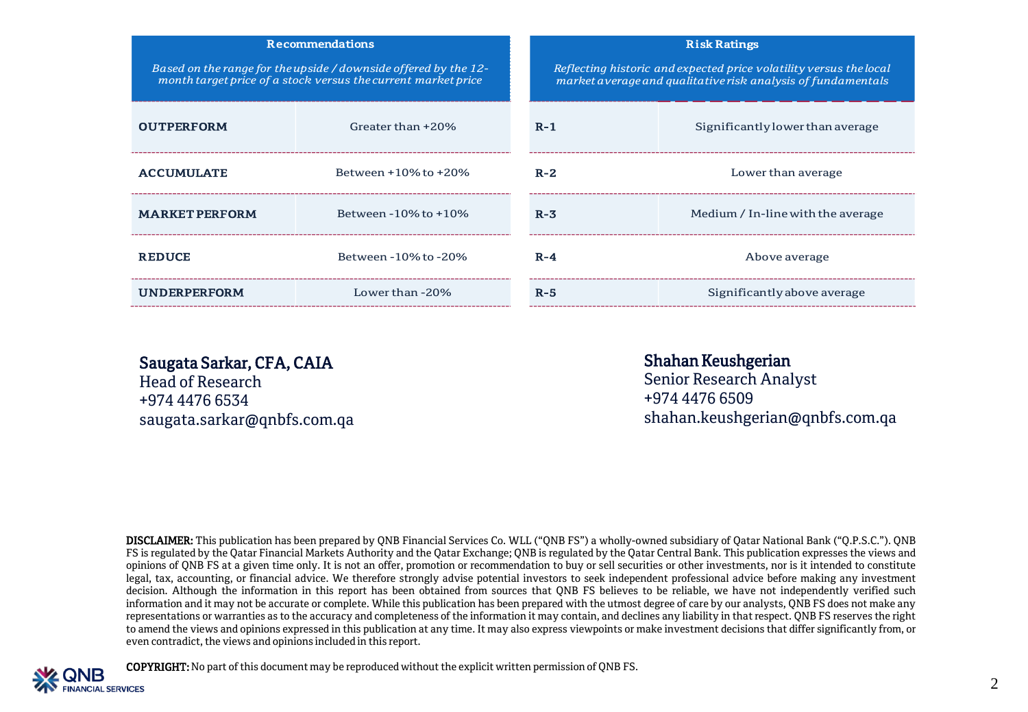| Recommendations<br>*Based on the range for the upside / downside offered by the 12-month target price of a stock versus the current market price* | |
|---|---|
| **OUTPERFORM** | Greater than +20% |
| **ACCUMULATE** | Between +10% to +20% |
| **MARKET PERFORM** | Between -10% to +10% |
| **REDUCE** | Between -10% to -20% |
| **UNDERPERFORM** | Lower than -20% |

| Risk Ratings<br>*Reflecting historic and expected price volatility versus the local market average and qualitative risk analysis of fundamentals* | |
|---|---|
| **R-1** | Significantly lower than average |
| **R-2** | Lower than average |
| **R-3** | Medium / In-line with the average |
| **R-4** | Above average |
| **R-5** | Significantly above average |

**Saugata Sarkar, CFA, CAIA**
Head of Research
+974 4476 6534
saugata.sarkar@qnbfs.com.qa

**Shahan Keushgerian**
Senior Research Analyst
+974 4476 6509
shahan.keushgerian@qnbfs.com.qa

**DISCLAIMER:** This publication has been prepared by QNB Financial Services Co. WLL ("QNB FS") a wholly-owned subsidiary of Qatar National Bank ("Q.P.S.C."). QNB FS is regulated by the Qatar Financial Markets Authority and the Qatar Exchange; QNB is regulated by the Qatar Central Bank. This publication expresses the views and opinions of QNB FS at a given time only. It is not an offer, promotion or recommendation to buy or sell securities or other investments, nor is it intended to constitute legal, tax, accounting, or financial advice. We therefore strongly advise potential investors to seek independent professional advice before making any investment decision. Although the information in this report has been obtained from sources that QNB FS believes to be reliable, we have not independently verified such information and it may not be accurate or complete. While this publication has been prepared with the utmost degree of care by our analysts, QNB FS does not make any representations or warranties as to the accuracy and completeness of the information it may contain, and declines any liability in that respect. QNB FS reserves the right to amend the views and opinions expressed in this publication at any time. It may also express viewpoints or make investment decisions that differ significantly from, or even contradict, the views and opinions included in this report.

**COPYRIGHT:** No part of this document may be reproduced without the explicit written permission of QNB FS.

QNB FINANCIAL SERVICES